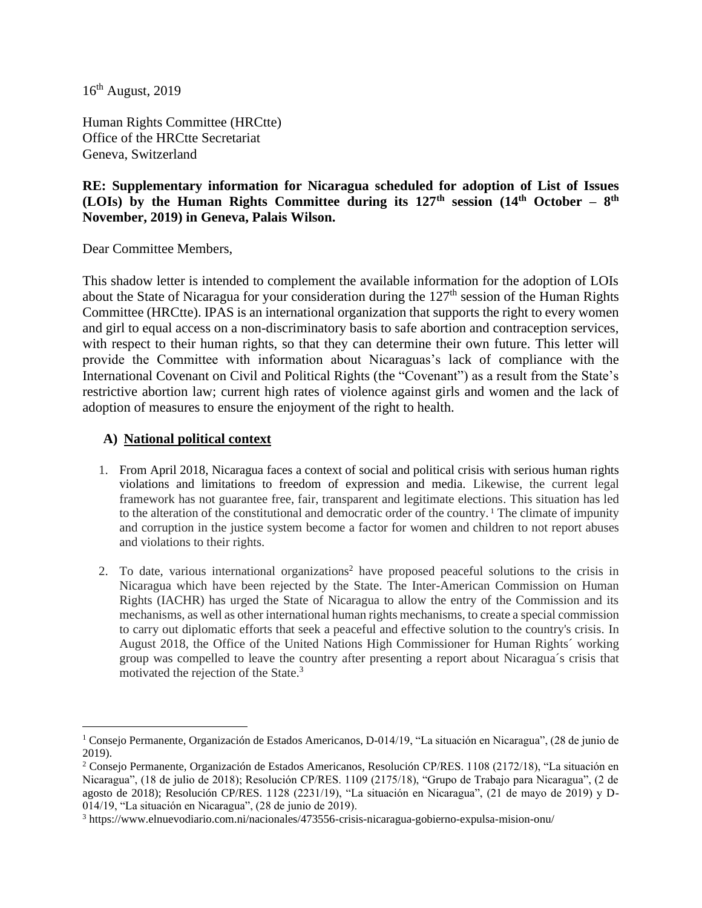16th August, 2019

Human Rights Committee (HRCtte)
Office of the HRCtte Secretariat
Geneva, Switzerland

**RE: Supplementary information for Nicaragua scheduled for adoption of List of Issues (LOIs) by the Human Rights Committee during its 127th session (14th October – 8th November, 2019) in Geneva, Palais Wilson.**

Dear Committee Members,

This shadow letter is intended to complement the available information for the adoption of LOIs about the State of Nicaragua for your consideration during the 127th session of the Human Rights Committee (HRCtte). IPAS is an international organization that supports the right to every women and girl to equal access on a non-discriminatory basis to safe abortion and contraception services, with respect to their human rights, so that they can determine their own future. This letter will provide the Committee with information about Nicaraguas's lack of compliance with the International Covenant on Civil and Political Rights (the "Covenant") as a result from the State's restrictive abortion law; current high rates of violence against girls and women and the lack of adoption of measures to ensure the enjoyment of the right to health.

## A) National political context

1. From April 2018, Nicaragua faces a context of social and political crisis with serious human rights violations and limitations to freedom of expression and media. Likewise, the current legal framework has not guarantee free, fair, transparent and legitimate elections. This situation has led to the alteration of the constitutional and democratic order of the country.[1] The climate of impunity and corruption in the justice system become a factor for women and children to not report abuses and violations to their rights.

2. To date, various international organizations[2] have proposed peaceful solutions to the crisis in Nicaragua which have been rejected by the State. The Inter-American Commission on Human Rights (IACHR) has urged the State of Nicaragua to allow the entry of the Commission and its mechanisms, as well as other international human rights mechanisms, to create a special commission to carry out diplomatic efforts that seek a peaceful and effective solution to the country's crisis. In August 2018, the Office of the United Nations High Commissioner for Human Rights´ working group was compelled to leave the country after presenting a report about Nicaragua´s crisis that motivated the rejection of the State.[3]

---

[1] Consejo Permanente, Organización de Estados Americanos, D-014/19, "La situación en Nicaragua", (28 de junio de 2019).

[2] Consejo Permanente, Organización de Estados Americanos, Resolución CP/RES. 1108 (2172/18), "La situación en Nicaragua", (18 de julio de 2018); Resolución CP/RES. 1109 (2175/18), "Grupo de Trabajo para Nicaragua", (2 de agosto de 2018); Resolución CP/RES. 1128 (2231/19), "La situación en Nicaragua", (21 de mayo de 2019) y D-014/19, "La situación en Nicaragua", (28 de junio de 2019).

[3] https://www.elnuevodiario.com.ni/nacionales/473556-crisis-nicaragua-gobierno-expulsa-mision-onu/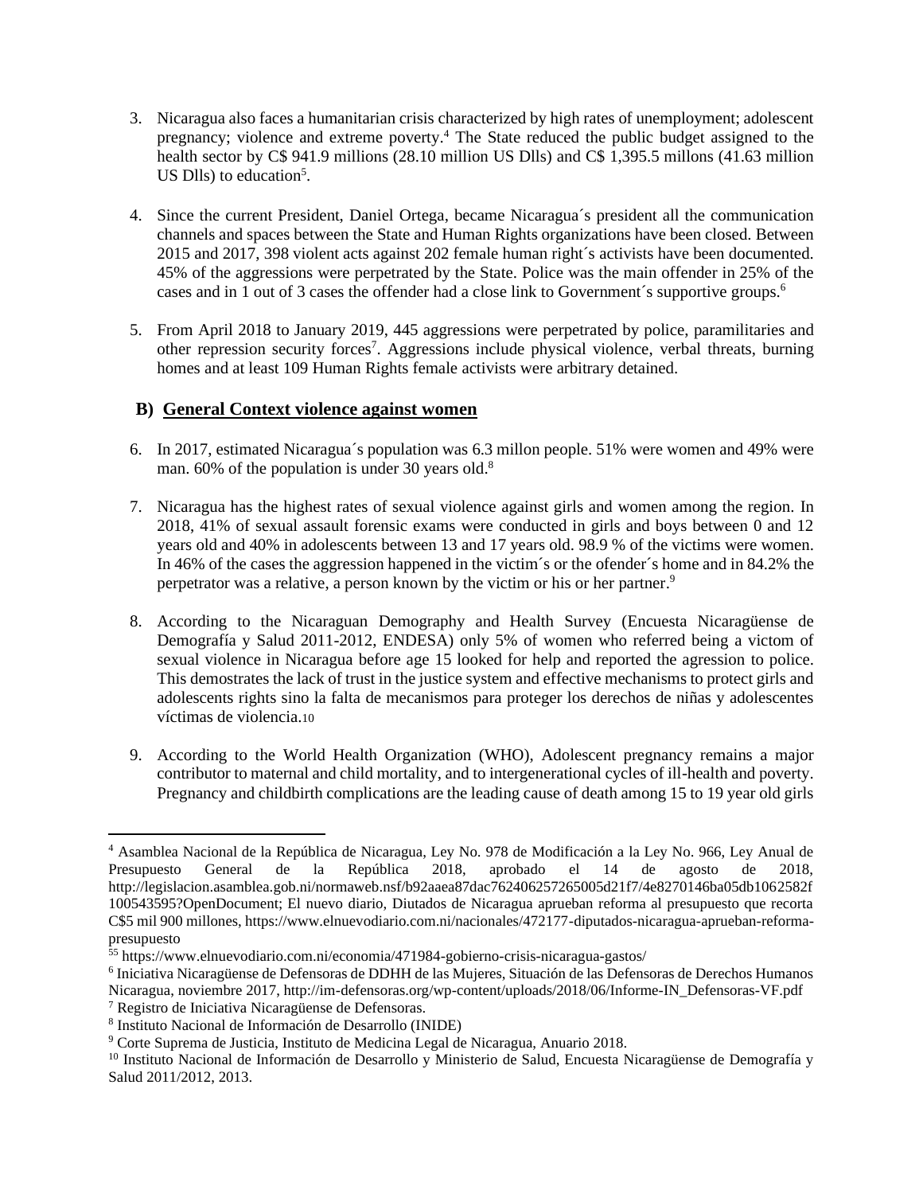3. Nicaragua also faces a humanitarian crisis characterized by high rates of unemployment; adolescent pregnancy; violence and extreme poverty.[4] The State reduced the public budget assigned to the health sector by C$ 941.9 millions (28.10 million US Dlls) and C$ 1,395.5 millons (41.63 million US Dlls) to education[5].

4. Since the current President, Daniel Ortega, became Nicaragua´s president all the communication channels and spaces between the State and Human Rights organizations have been closed. Between 2015 and 2017, 398 violent acts against 202 female human right´s activists have been documented. 45% of the aggressions were perpetrated by the State. Police was the main offender in 25% of the cases and in 1 out of 3 cases the offender had a close link to Government´s supportive groups.[6]

5. From April 2018 to January 2019, 445 aggressions were perpetrated by police, paramilitaries and other repression security forces[7]. Aggressions include physical violence, verbal threats, burning homes and at least 109 Human Rights female activists were arbitrary detained.

## B) General Context violence against women

6. In 2017, estimated Nicaragua´s population was 6.3 millon people. 51% were women and 49% were man. 60% of the population is under 30 years old.[8]

7. Nicaragua has the highest rates of sexual violence against girls and women among the region. In 2018, 41% of sexual assault forensic exams were conducted in girls and boys between 0 and 12 years old and 40% in adolescents between 13 and 17 years old. 98.9 % of the victims were women. In 46% of the cases the aggression happened in the victim´s or the ofender´s home and in 84.2% the perpetrator was a relative, a person known by the victim or his or her partner.[9]

8. According to the Nicaraguan Demography and Health Survey (Encuesta Nicaragüense de Demografía y Salud 2011-2012, ENDESA) only 5% of women who referred being a victom of sexual violence in Nicaragua before age 15 looked for help and reported the agression to police. This demostrates the lack of trust in the justice system and effective mechanisms to protect girls and adolescents rights sino la falta de mecanismos para proteger los derechos de niñas y adolescentes víctimas de violencia.[10]

9. According to the World Health Organization (WHO), Adolescent pregnancy remains a major contributor to maternal and child mortality, and to intergenerational cycles of ill-health and poverty. Pregnancy and childbirth complications are the leading cause of death among 15 to 19 year old girls

---

[4] Asamblea Nacional de la República de Nicaragua, Ley No. 978 de Modificación a la Ley No. 966, Ley Anual de Presupuesto General de la República 2018, aprobado el 14 de agosto de 2018, http://legislacion.asamblea.gob.ni/normaweb.nsf/b92aaea87dac762406257265005d21f7/4e8270146ba05db1062582f100543595?OpenDocument; El nuevo diario, Diutados de Nicaragua aprueban reforma al presupuesto que recorta C$5 mil 900 millones, https://www.elnuevodiario.com.ni/nacionales/472177-diputados-nicaragua-aprueban-reforma-presupuesto

[55] https://www.elnuevodiario.com.ni/economia/471984-gobierno-crisis-nicaragua-gastos/

[6] Iniciativa Nicaragüense de Defensoras de DDHH de las Mujeres, Situación de las Defensoras de Derechos Humanos Nicaragua, noviembre 2017, http://im-defensoras.org/wp-content/uploads/2018/06/Informe-IN_Defensoras-VF.pdf

[7] Registro de Iniciativa Nicaragüense de Defensoras.

[8] Instituto Nacional de Información de Desarrollo (INIDE)

[9] Corte Suprema de Justicia, Instituto de Medicina Legal de Nicaragua, Anuario 2018.

[10] Instituto Nacional de Información de Desarrollo y Ministerio de Salud, Encuesta Nicaragüense de Demografía y Salud 2011/2012, 2013.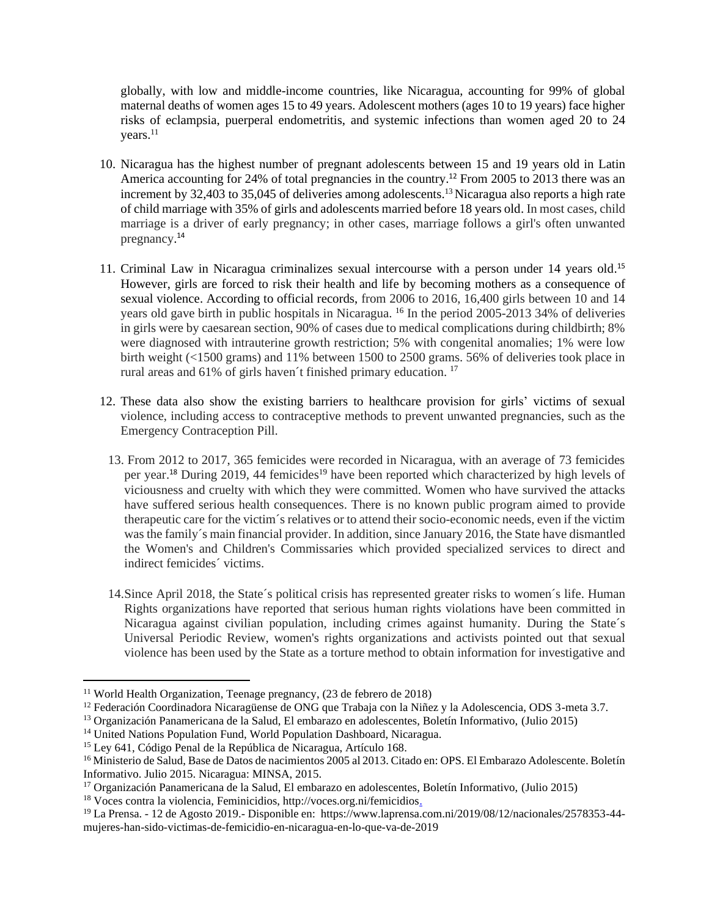globally, with low and middle-income countries, like Nicaragua, accounting for 99% of global maternal deaths of women ages 15 to 49 years. Adolescent mothers (ages 10 to 19 years) face higher risks of eclampsia, puerperal endometritis, and systemic infections than women aged 20 to 24 years.[11]

10. Nicaragua has the highest number of pregnant adolescents between 15 and 19 years old in Latin America accounting for 24% of total pregnancies in the country.[12] From 2005 to 2013 there was an increment by 32,403 to 35,045 of deliveries among adolescents.[13] Nicaragua also reports a high rate of child marriage with 35% of girls and adolescents married before 18 years old. In most cases, child marriage is a driver of early pregnancy; in other cases, marriage follows a girl's often unwanted pregnancy.[14]

11. Criminal Law in Nicaragua criminalizes sexual intercourse with a person under 14 years old.[15] However, girls are forced to risk their health and life by becoming mothers as a consequence of sexual violence. According to official records, from 2006 to 2016, 16,400 girls between 10 and 14 years old gave birth in public hospitals in Nicaragua. [16] In the period 2005-2013 34% of deliveries in girls were by caesarean section, 90% of cases due to medical complications during childbirth; 8% were diagnosed with intrauterine growth restriction; 5% with congenital anomalies; 1% were low birth weight (<1500 grams) and 11% between 1500 to 2500 grams. 56% of deliveries took place in rural areas and 61% of girls haven´t finished primary education. [17]

12. These data also show the existing barriers to healthcare provision for girls' victims of sexual violence, including access to contraceptive methods to prevent unwanted pregnancies, such as the Emergency Contraception Pill.

13. From 2012 to 2017, 365 femicides were recorded in Nicaragua, with an average of 73 femicides per year.[18] During 2019, 44 femicides[19] have been reported which characterized by high levels of viciousness and cruelty with which they were committed. Women who have survived the attacks have suffered serious health consequences. There is no known public program aimed to provide therapeutic care for the victim´s relatives or to attend their socio-economic needs, even if the victim was the family´s main financial provider. In addition, since January 2016, the State have dismantled the Women's and Children's Commissaries which provided specialized services to direct and indirect femicides´ victims.

14. Since April 2018, the State´s political crisis has represented greater risks to women´s life. Human Rights organizations have reported that serious human rights violations have been committed in Nicaragua against civilian population, including crimes against humanity. During the State´s Universal Periodic Review, women's rights organizations and activists pointed out that sexual violence has been used by the State as a torture method to obtain information for investigative and

---

[11] World Health Organization, Teenage pregnancy, (23 de febrero de 2018)

[12] Federación Coordinadora Nicaragüense de ONG que Trabaja con la Niñez y la Adolescencia, ODS 3-meta 3.7.

[13] Organización Panamericana de la Salud, El embarazo en adolescentes, Boletín Informativo, (Julio 2015)

[14] United Nations Population Fund, World Population Dashboard, Nicaragua.

[15] Ley 641, Código Penal de la República de Nicaragua, Artículo 168.

[16] Ministerio de Salud, Base de Datos de nacimientos 2005 al 2013. Citado en: OPS. El Embarazo Adolescente. Boletín Informativo. Julio 2015. Nicaragua: MINSA, 2015.

[17] Organización Panamericana de la Salud, El embarazo en adolescentes, Boletín Informativo, (Julio 2015)

[18] Voces contra la violencia, Feminicidios, http://voces.org.ni/femicidios.

[19] La Prensa. - 12 de Agosto 2019.- Disponible en: https://www.laprensa.com.ni/2019/08/12/nacionales/2578353-44-mujeres-han-sido-victimas-de-femicidio-en-nicaragua-en-lo-que-va-de-2019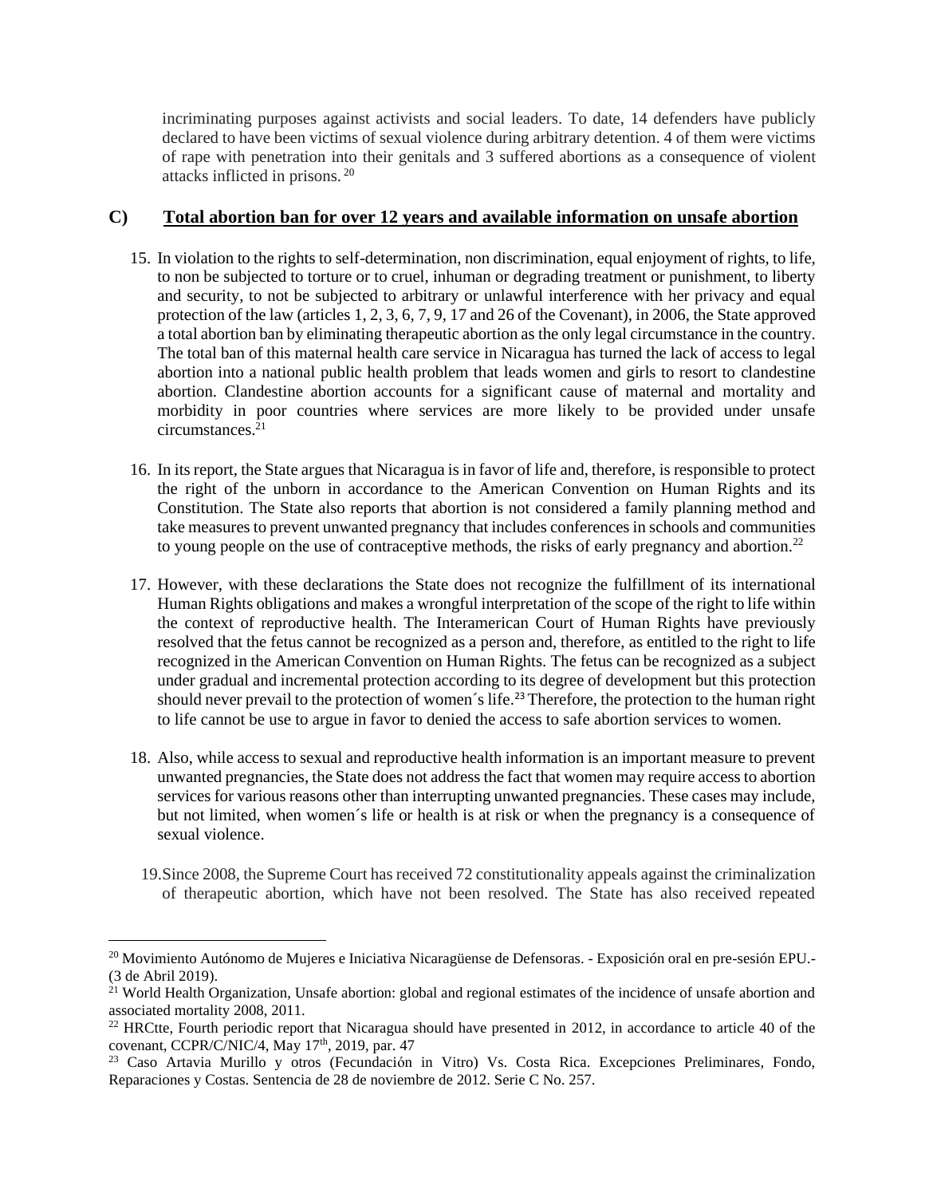incriminating purposes against activists and social leaders. To date, 14 defenders have publicly declared to have been victims of sexual violence during arbitrary detention. 4 of them were victims of rape with penetration into their genitals and 3 suffered abortions as a consequence of violent attacks inflicted in prisons. [20]

## C) Total abortion ban for over 12 years and available information on unsafe abortion

15. In violation to the rights to self-determination, non discrimination, equal enjoyment of rights, to life, to non be subjected to torture or to cruel, inhuman or degrading treatment or punishment, to liberty and security, to not be subjected to arbitrary or unlawful interference with her privacy and equal protection of the law (articles 1, 2, 3, 6, 7, 9, 17 and 26 of the Covenant), in 2006, the State approved a total abortion ban by eliminating therapeutic abortion as the only legal circumstance in the country. The total ban of this maternal health care service in Nicaragua has turned the lack of access to legal abortion into a national public health problem that leads women and girls to resort to clandestine abortion. Clandestine abortion accounts for a significant cause of maternal and mortality and morbidity in poor countries where services are more likely to be provided under unsafe circumstances.[21]

16. In its report, the State argues that Nicaragua is in favor of life and, therefore, is responsible to protect the right of the unborn in accordance to the American Convention on Human Rights and its Constitution. The State also reports that abortion is not considered a family planning method and take measures to prevent unwanted pregnancy that includes conferences in schools and communities to young people on the use of contraceptive methods, the risks of early pregnancy and abortion.[22]

17. However, with these declarations the State does not recognize the fulfillment of its international Human Rights obligations and makes a wrongful interpretation of the scope of the right to life within the context of reproductive health. The Interamerican Court of Human Rights have previously resolved that the fetus cannot be recognized as a person and, therefore, as entitled to the right to life recognized in the American Convention on Human Rights. The fetus can be recognized as a subject under gradual and incremental protection according to its degree of development but this protection should never prevail to the protection of women´s life.[23] Therefore, the protection to the human right to life cannot be use to argue in favor to denied the access to safe abortion services to women.

18. Also, while access to sexual and reproductive health information is an important measure to prevent unwanted pregnancies, the State does not address the fact that women may require access to abortion services for various reasons other than interrupting unwanted pregnancies. These cases may include, but not limited, when women´s life or health is at risk or when the pregnancy is a consequence of sexual violence.

19. Since 2008, the Supreme Court has received 72 constitutionality appeals against the criminalization of therapeutic abortion, which have not been resolved. The State has also received repeated

---

[20] Movimiento Autónomo de Mujeres e Iniciativa Nicaragüense de Defensoras. - Exposición oral en pre-sesión EPU.- (3 de Abril 2019).

[21] World Health Organization, Unsafe abortion: global and regional estimates of the incidence of unsafe abortion and associated mortality 2008, 2011.

[22] HRCtte, Fourth periodic report that Nicaragua should have presented in 2012, in accordance to article 40 of the covenant, CCPR/C/NIC/4, May 17th, 2019, par. 47

[23] Caso Artavia Murillo y otros (Fecundación in Vitro) Vs. Costa Rica. Excepciones Preliminares, Fondo, Reparaciones y Costas. Sentencia de 28 de noviembre de 2012. Serie C No. 257.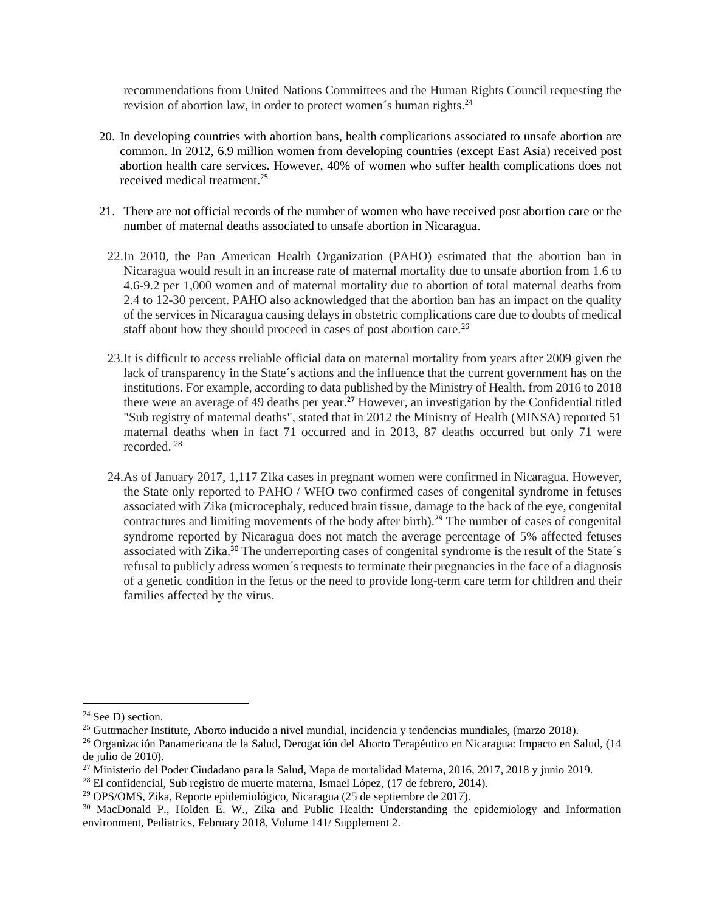recommendations from United Nations Committees and the Human Rights Council requesting the revision of abortion law, in order to protect women´s human rights.[24]

20. In developing countries with abortion bans, health complications associated to unsafe abortion are common. In 2012, 6.9 million women from developing countries (except East Asia) received post abortion health care services. However, 40% of women who suffer health complications does not received medical treatment.[25]

21. There are not official records of the number of women who have received post abortion care or the number of maternal deaths associated to unsafe abortion in Nicaragua.

22. In 2010, the Pan American Health Organization (PAHO) estimated that the abortion ban in Nicaragua would result in an increase rate of maternal mortality due to unsafe abortion from 1.6 to 4.6-9.2 per 1,000 women and of maternal mortality due to abortion of total maternal deaths from 2.4 to 12-30 percent. PAHO also acknowledged that the abortion ban has an impact on the quality of the services in Nicaragua causing delays in obstetric complications care due to doubts of medical staff about how they should proceed in cases of post abortion care.[26]

23. It is difficult to access rreliable official data on maternal mortality from years after 2009 given the lack of transparency in the State´s actions and the influence that the current government has on the institutions. For example, according to data published by the Ministry of Health, from 2016 to 2018 there were an average of 49 deaths per year.[27] However, an investigation by the Confidential titled "Sub registry of maternal deaths", stated that in 2012 the Ministry of Health (MINSA) reported 51 maternal deaths when in fact 71 occurred and in 2013, 87 deaths occurred but only 71 were recorded. [28]

24. As of January 2017, 1,117 Zika cases in pregnant women were confirmed in Nicaragua. However, the State only reported to PAHO / WHO two confirmed cases of congenital syndrome in fetuses associated with Zika (microcephaly, reduced brain tissue, damage to the back of the eye, congenital contractures and limiting movements of the body after birth).[29] The number of cases of congenital syndrome reported by Nicaragua does not match the average percentage of 5% affected fetuses associated with Zika.[30] The underreporting cases of congenital syndrome is the result of the State´s refusal to publicly adress women´s requests to terminate their pregnancies in the face of a diagnosis of a genetic condition in the fetus or the need to provide long-term care term for children and their families affected by the virus.

---

[24] See D) section.

[25] Guttmacher Institute, Aborto inducido a nivel mundial, incidencia y tendencias mundiales, (marzo 2018).

[26] Organización Panamericana de la Salud, Derogación del Aborto Terapéutico en Nicaragua: Impacto en Salud, (14 de julio de 2010).

[27] Ministerio del Poder Ciudadano para la Salud, Mapa de mortalidad Materna, 2016, 2017, 2018 y junio 2019.

[28] El confidencial, Sub registro de muerte materna, Ismael López, (17 de febrero, 2014).

[29] OPS/OMS, Zika, Reporte epidemiológico, Nicaragua (25 de septiembre de 2017).

[30] MacDonald P., Holden E. W., Zika and Public Health: Understanding the epidemiology and Information environment, Pediatrics, February 2018, Volume 141/ Supplement 2.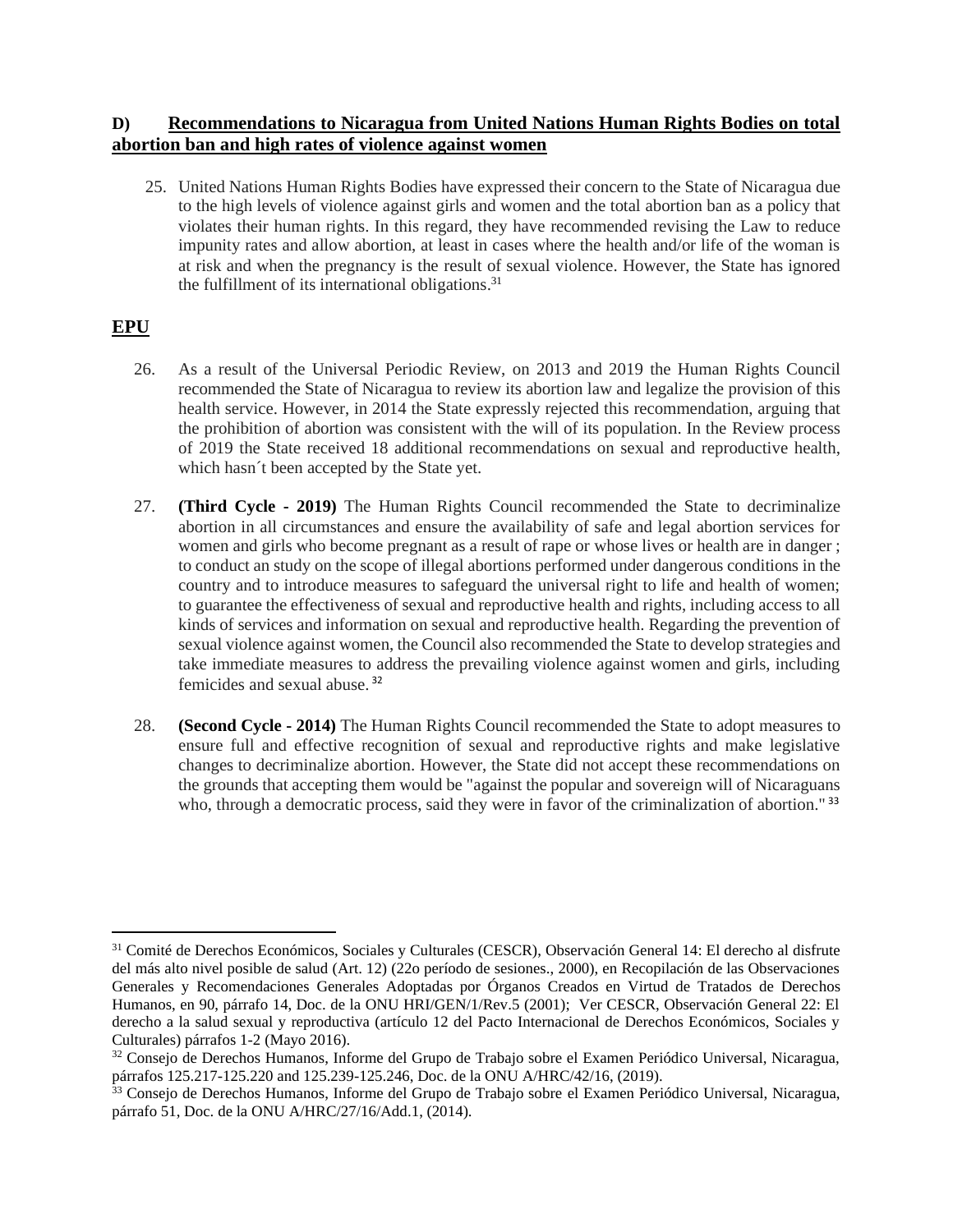## D) Recommendations to Nicaragua from United Nations Human Rights Bodies on total abortion ban and high rates of violence against women

25. United Nations Human Rights Bodies have expressed their concern to the State of Nicaragua due to the high levels of violence against girls and women and the total abortion ban as a policy that violates their human rights. In this regard, they have recommended revising the Law to reduce impunity rates and allow abortion, at least in cases where the health and/or life of the woman is at risk and when the pregnancy is the result of sexual violence. However, the State has ignored the fulfillment of its international obligations.[31]

## EPU

26. As a result of the Universal Periodic Review, on 2013 and 2019 the Human Rights Council recommended the State of Nicaragua to review its abortion law and legalize the provision of this health service. However, in 2014 the State expressly rejected this recommendation, arguing that the prohibition of abortion was consistent with the will of its population. In the Review process of 2019 the State received 18 additional recommendations on sexual and reproductive health, which hasn´t been accepted by the State yet.

27. **(Third Cycle - 2019)** The Human Rights Council recommended the State to decriminalize abortion in all circumstances and ensure the availability of safe and legal abortion services for women and girls who become pregnant as a result of rape or whose lives or health are in danger ; to conduct an study on the scope of illegal abortions performed under dangerous conditions in the country and to introduce measures to safeguard the universal right to life and health of women; to guarantee the effectiveness of sexual and reproductive health and rights, including access to all kinds of services and information on sexual and reproductive health. Regarding the prevention of sexual violence against women, the Council also recommended the State to develop strategies and take immediate measures to address the prevailing violence against women and girls, including femicides and sexual abuse. [32]

28. **(Second Cycle - 2014)** The Human Rights Council recommended the State to adopt measures to ensure full and effective recognition of sexual and reproductive rights and make legislative changes to decriminalize abortion. However, the State did not accept these recommendations on the grounds that accepting them would be "against the popular and sovereign will of Nicaraguans who, through a democratic process, said they were in favor of the criminalization of abortion." [33]

---

[31] Comité de Derechos Económicos, Sociales y Culturales (CESCR), Observación General 14: El derecho al disfrute del más alto nivel posible de salud (Art. 12) (22o período de sesiones., 2000), en Recopilación de las Observaciones Generales y Recomendaciones Generales Adoptadas por Órganos Creados en Virtud de Tratados de Derechos Humanos, en 90, párrafo 14, Doc. de la ONU HRI/GEN/1/Rev.5 (2001); Ver CESCR, Observación General 22: El derecho a la salud sexual y reproductiva (artículo 12 del Pacto Internacional de Derechos Económicos, Sociales y Culturales) párrafos 1-2 (Mayo 2016).

[32] Consejo de Derechos Humanos, Informe del Grupo de Trabajo sobre el Examen Periódico Universal, Nicaragua, párrafos 125.217-125.220 and 125.239-125.246, Doc. de la ONU A/HRC/42/16, (2019).

[33] Consejo de Derechos Humanos, Informe del Grupo de Trabajo sobre el Examen Periódico Universal, Nicaragua, párrafo 51, Doc. de la ONU A/HRC/27/16/Add.1, (2014).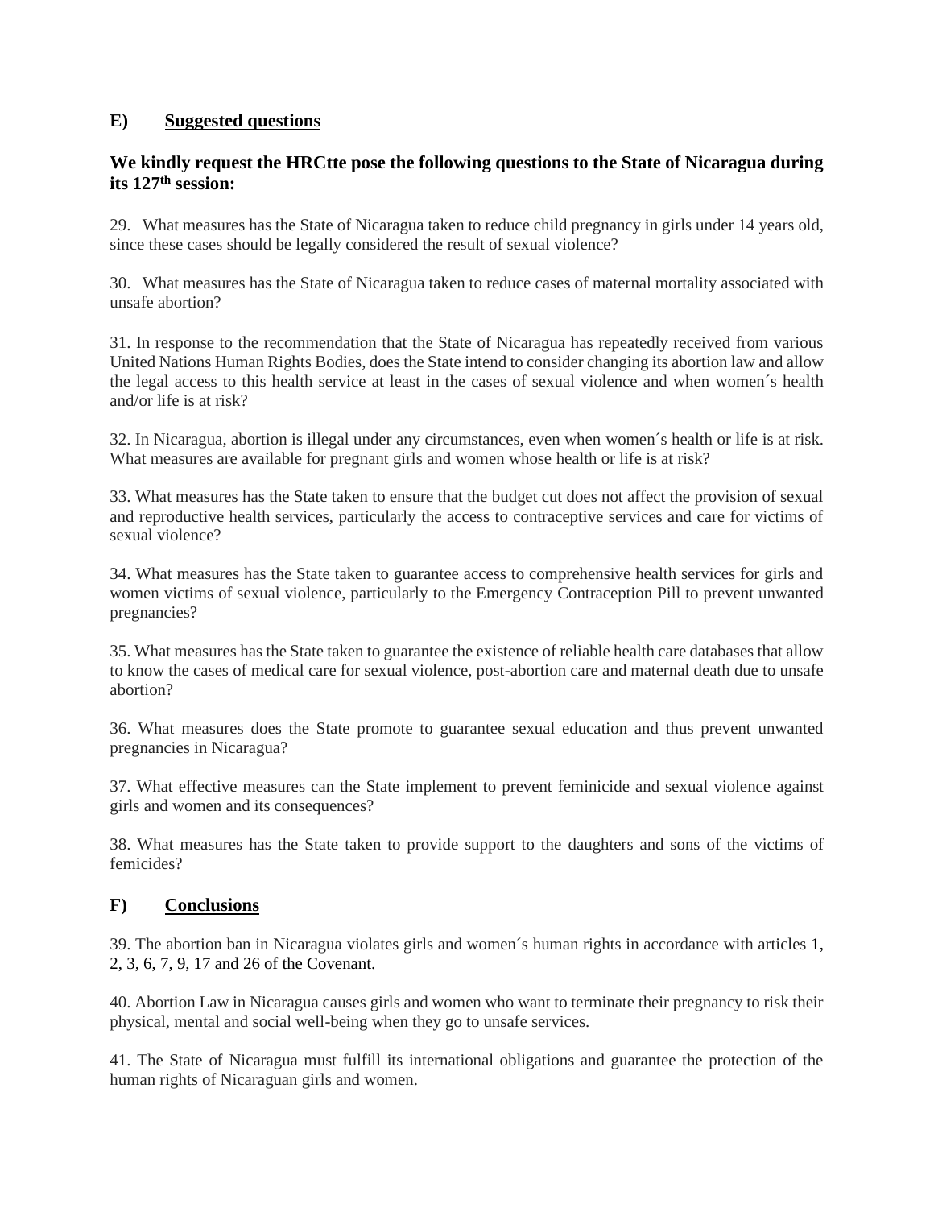## E) Suggested questions

**We kindly request the HRCtte pose the following questions to the State of Nicaragua during its 127th session:**

29. What measures has the State of Nicaragua taken to reduce child pregnancy in girls under 14 years old, since these cases should be legally considered the result of sexual violence?

30. What measures has the State of Nicaragua taken to reduce cases of maternal mortality associated with unsafe abortion?

31. In response to the recommendation that the State of Nicaragua has repeatedly received from various United Nations Human Rights Bodies, does the State intend to consider changing its abortion law and allow the legal access to this health service at least in the cases of sexual violence and when women´s health and/or life is at risk?

32. In Nicaragua, abortion is illegal under any circumstances, even when women´s health or life is at risk. What measures are available for pregnant girls and women whose health or life is at risk?

33. What measures has the State taken to ensure that the budget cut does not affect the provision of sexual and reproductive health services, particularly the access to contraceptive services and care for victims of sexual violence?

34. What measures has the State taken to guarantee access to comprehensive health services for girls and women victims of sexual violence, particularly to the Emergency Contraception Pill to prevent unwanted pregnancies?

35. What measures has the State taken to guarantee the existence of reliable health care databases that allow to know the cases of medical care for sexual violence, post-abortion care and maternal death due to unsafe abortion?

36. What measures does the State promote to guarantee sexual education and thus prevent unwanted pregnancies in Nicaragua?

37. What effective measures can the State implement to prevent feminicide and sexual violence against girls and women and its consequences?

38. What measures has the State taken to provide support to the daughters and sons of the victims of femicides?

## F) Conclusions

39. The abortion ban in Nicaragua violates girls and women´s human rights in accordance with articles 1, 2, 3, 6, 7, 9, 17 and 26 of the Covenant.

40. Abortion Law in Nicaragua causes girls and women who want to terminate their pregnancy to risk their physical, mental and social well-being when they go to unsafe services.

41. The State of Nicaragua must fulfill its international obligations and guarantee the protection of the human rights of Nicaraguan girls and women.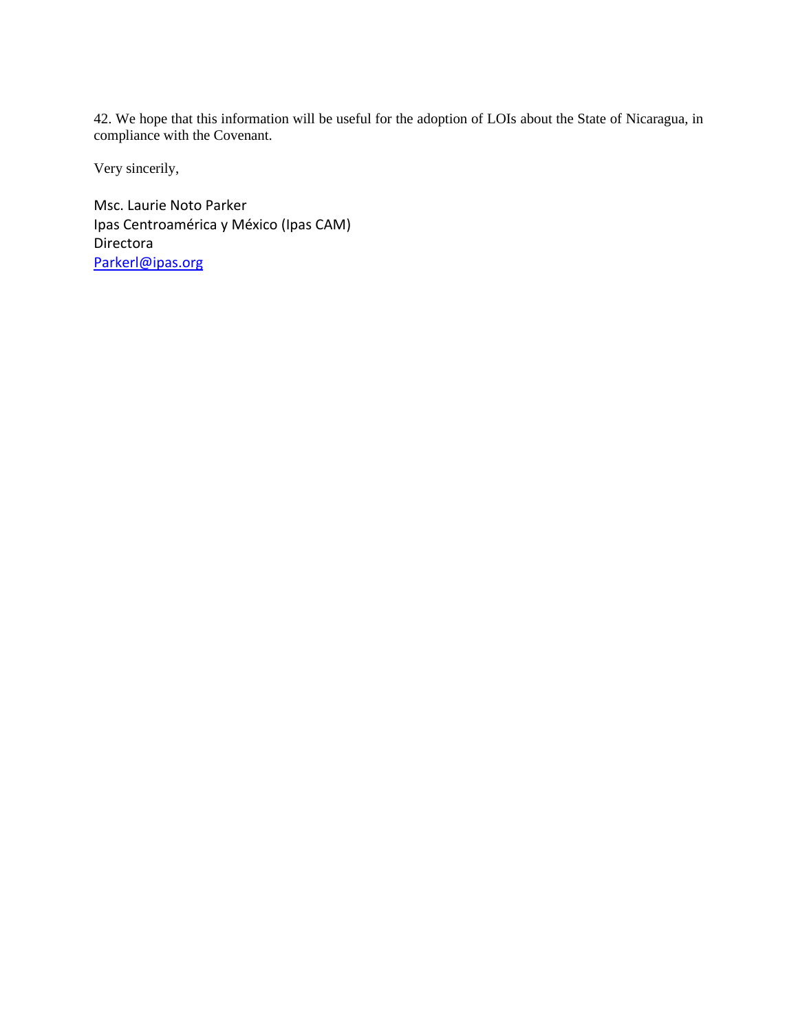42. We hope that this information will be useful for the adoption of LOIs about the State of Nicaragua, in compliance with the Covenant.

Very sincerily,

Msc. Laurie Noto Parker
Ipas Centroamérica y México (Ipas CAM)
Directora
Parkerl@ipas.org